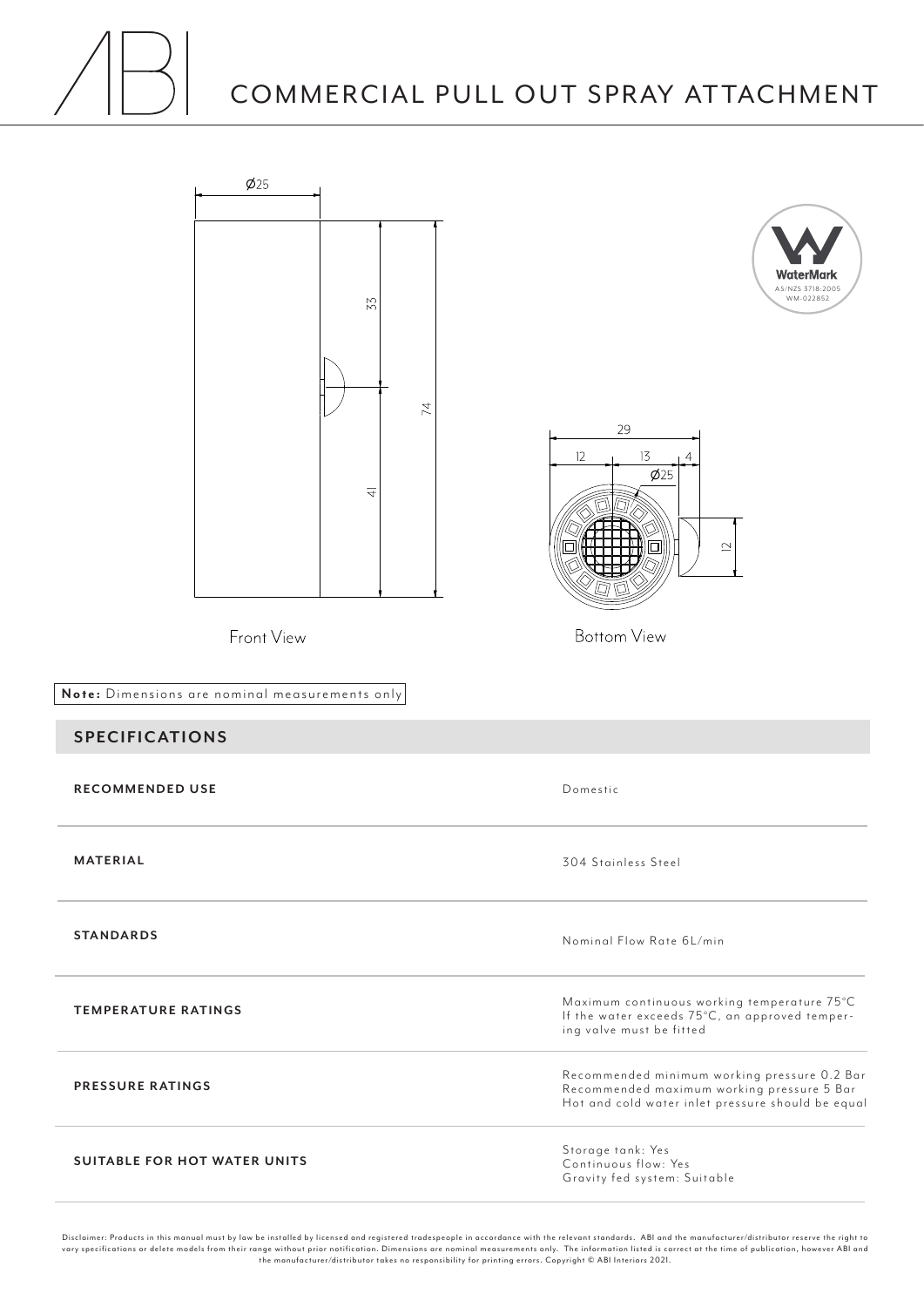# COMMERCIAL PULL OUT SPRAY ATTACHMENT

Ø25

33

74

41

Front View

29

12

13

4

Ø25

12

Bottom View

WaterMark
AS/NZS 3718:2005
WM-022852

**Note:** Dimensions are nominal measurements only

## SPECIFICATIONS

| | |
|---|---|
| **RECOMMENDED USE** | Domestic |
| **MATERIAL** | 304 Stainless Steel |
| **STANDARDS** | Nominal Flow Rate 6L/min |
| **TEMPERATURE RATINGS** | Maximum continuous working temperature 75°C<br>If the water exceeds 75°C, an approved tempering valve must be fitted |
| **PRESSURE RATINGS** | Recommended minimum working pressure 0.2 Bar<br>Recommended maximum working pressure 5 Bar<br>Hot and cold water inlet pressure should be equal |
| **SUITABLE FOR HOT WATER UNITS** | Storage tank: Yes<br>Continuous flow: Yes<br>Gravity fed system: Suitable |

Disclaimer: Products in this manual must by law be installed by licensed and registered tradespeople in accordance with the relevant standards. ABI and the manufacturer/distributor reserve the right to vary specifications or delete models from their range without prior notification. Dimensions are nominal measurements only. The information listed is correct at the time of publication, however ABI and the manufacturer/distributor takes no responsibility for printing errors. Copyright © ABI Interiors 2021.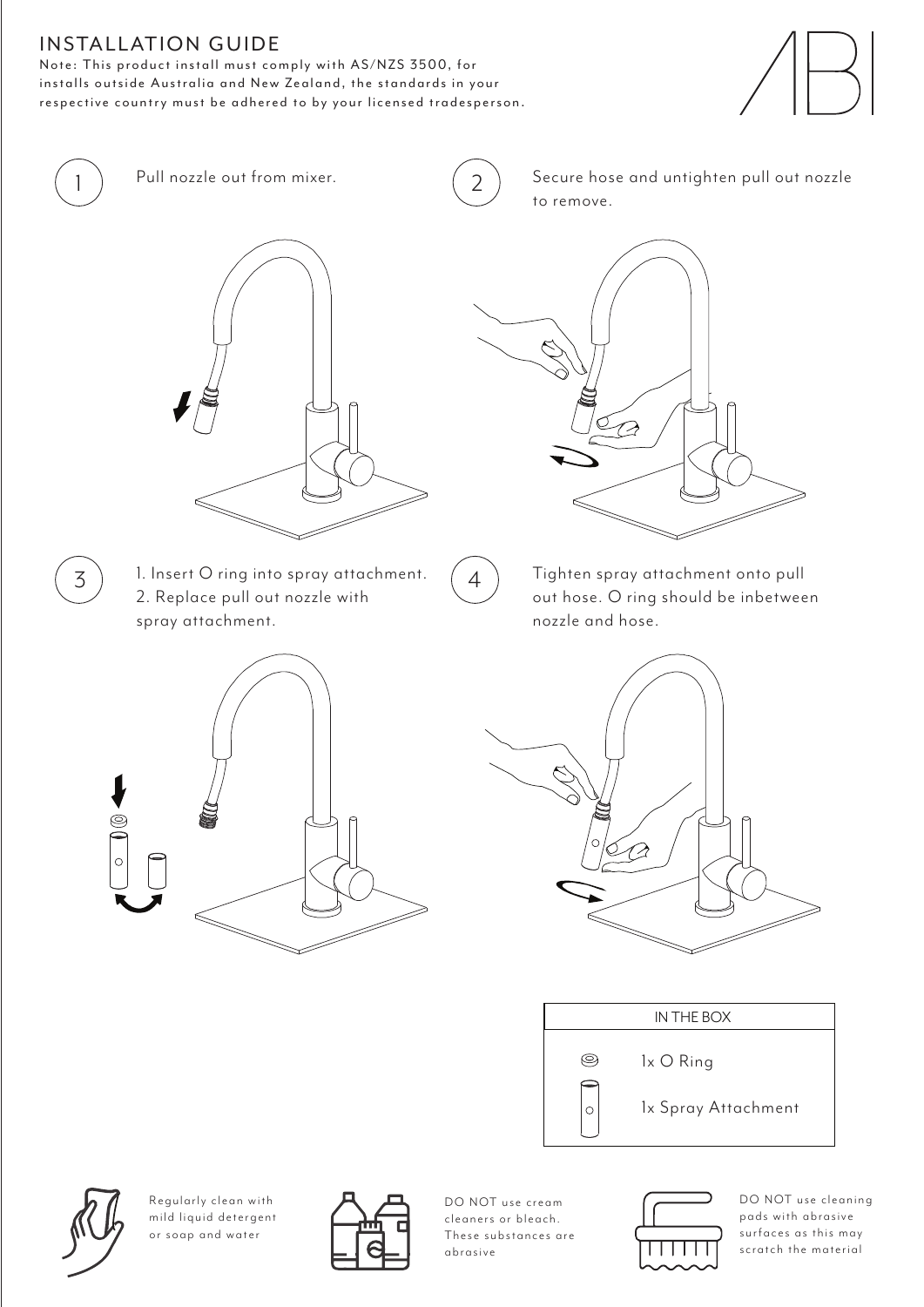# INSTALLATION GUIDE

Note: This product install must comply with AS/NZS 3500, for installs outside Australia and New Zealand, the standards in your respective country must be adhered to by your licensed tradesperson.

ABI

1. Pull nozzle out from mixer.

2. Secure hose and untighten pull out nozzle to remove.

3. 1. Insert O ring into spray attachment.
   2. Replace pull out nozzle with spray attachment.

4. Tighten spray attachment onto pull out hose. O ring should be inbetween nozzle and hose.

| IN THE BOX |
|---|
| 1x O Ring |
| 1x Spray Attachment |

Regularly clean with mild liquid detergent or soap and water

DO NOT use cream cleaners or bleach. These substances are abrasive

DO NOT use cleaning pads with abrasive surfaces as this may scratch the material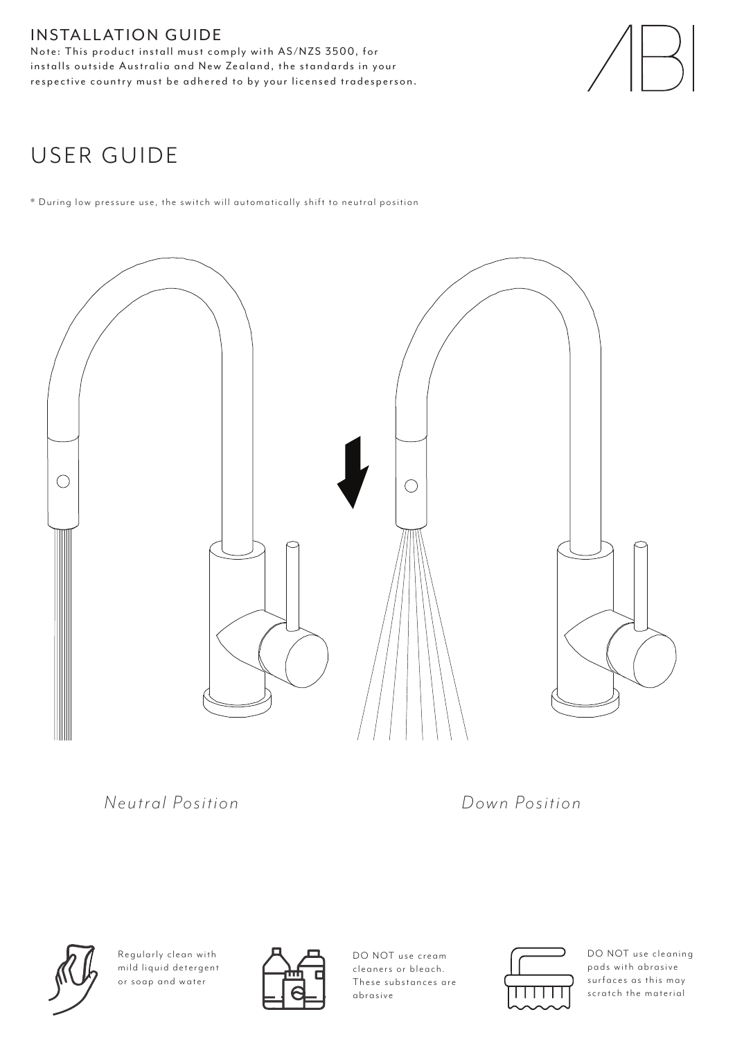## INSTALLATION GUIDE

Note: This product install must comply with AS/NZS 3500, for installs outside Australia and New Zealand, the standards in your respective country must be adhered to by your licensed tradesperson.

# USER GUIDE

* During low pressure use, the switch will automatically shift to neutral position

*Neutral Position*

*Down Position*

Regularly clean with mild liquid detergent or soap and water

DO NOT use cream cleaners or bleach. These substances are abrasive

DO NOT use cleaning pads with abrasive surfaces as this may scratch the material